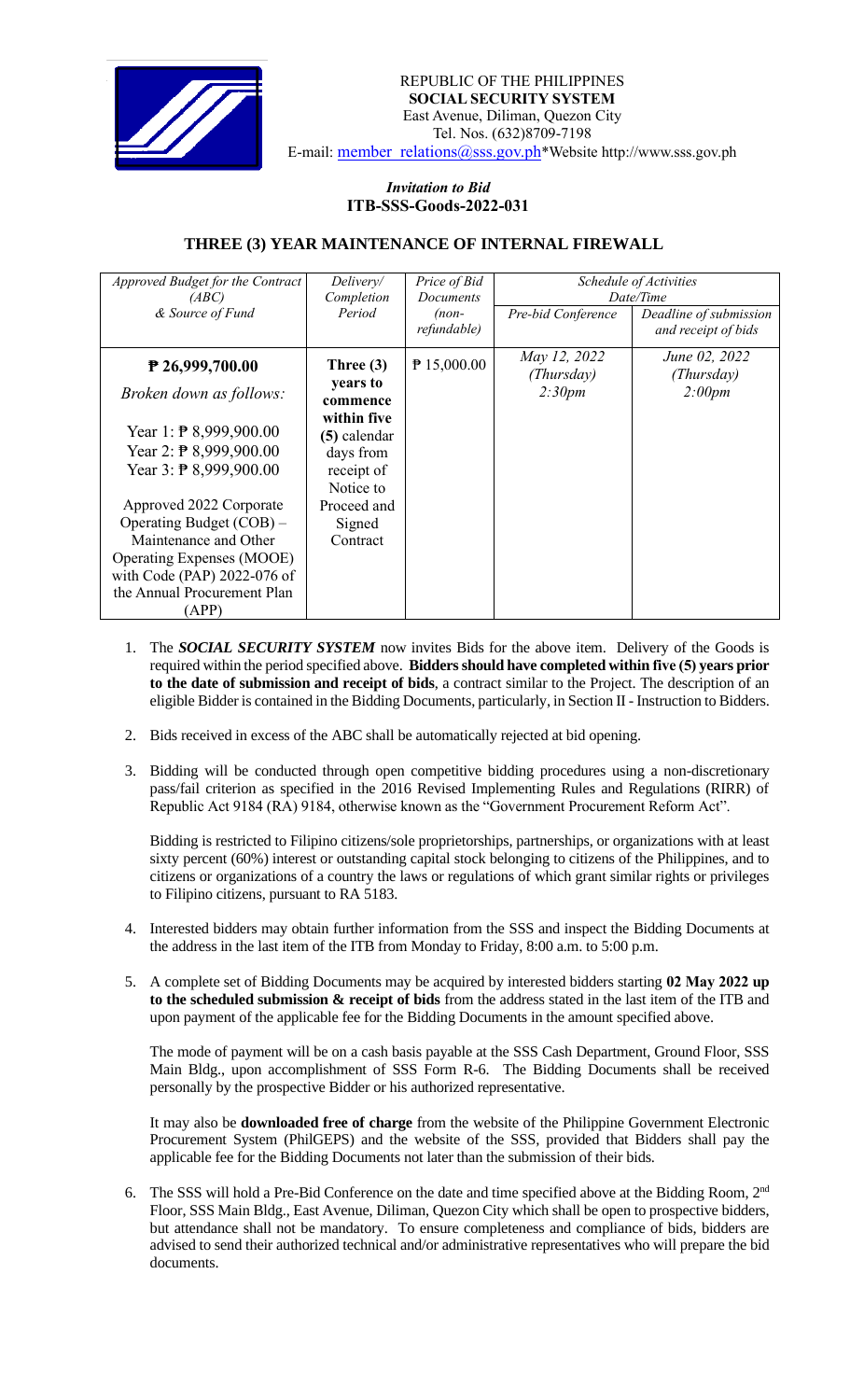REPUBLIC OF THE PHILIPPINES
**SOCIAL SECURITY SYSTEM**
East Avenue, Diliman, Quezon City
Tel. Nos. (632)8709-7198
E-mail: member_relations@sss.gov.ph*Website http://www.sss.gov.ph

*Invitation to Bid*
**ITB-SSS-Goods-2022-031**

## THREE (3) YEAR MAINTENANCE OF INTERNAL FIREWALL

| *Approved Budget for the Contract (ABC) & Source of Fund* | *Delivery/ Completion Period* | *Price of Bid Documents (non-refundable)* | *Schedule of Activities Date/Time* | |
|---|---|---|---|---|
| | | | *Pre-bid Conference* | *Deadline of submission and receipt of bids* |
| **₱ 26,999,700.00**<br>*Broken down as follows:*<br>Year 1: ₱ 8,999,900.00<br>Year 2: ₱ 8,999,900.00<br>Year 3: ₱ 8,999,900.00<br>Approved 2022 Corporate Operating Budget (COB) – Maintenance and Other Operating Expenses (MOOE) with Code (PAP) 2022-076 of the Annual Procurement Plan (APP) | **Three (3) years to commence within five (5)** calendar days from receipt of Notice to Proceed and Signed Contract | ₱ 15,000.00 | *May 12, 2022 (Thursday) 2:30pm* | *June 02, 2022 (Thursday) 2:00pm* |

1. The ***SOCIAL SECURITY SYSTEM*** now invites Bids for the above item. Delivery of the Goods is required within the period specified above. **Bidders should have completed within five (5) years prior to the date of submission and receipt of bids**, a contract similar to the Project. The description of an eligible Bidder is contained in the Bidding Documents, particularly, in Section II - Instruction to Bidders.

2. Bids received in excess of the ABC shall be automatically rejected at bid opening.

3. Bidding will be conducted through open competitive bidding procedures using a non-discretionary pass/fail criterion as specified in the 2016 Revised Implementing Rules and Regulations (RIRR) of Republic Act 9184 (RA) 9184, otherwise known as the "Government Procurement Reform Act".

   Bidding is restricted to Filipino citizens/sole proprietorships, partnerships, or organizations with at least sixty percent (60%) interest or outstanding capital stock belonging to citizens of the Philippines, and to citizens or organizations of a country the laws or regulations of which grant similar rights or privileges to Filipino citizens, pursuant to RA 5183.

4. Interested bidders may obtain further information from the SSS and inspect the Bidding Documents at the address in the last item of the ITB from Monday to Friday, 8:00 a.m. to 5:00 p.m.

5. A complete set of Bidding Documents may be acquired by interested bidders starting **02 May 2022 up to the scheduled submission & receipt of bids** from the address stated in the last item of the ITB and upon payment of the applicable fee for the Bidding Documents in the amount specified above.

   The mode of payment will be on a cash basis payable at the SSS Cash Department, Ground Floor, SSS Main Bldg., upon accomplishment of SSS Form R-6. The Bidding Documents shall be received personally by the prospective Bidder or his authorized representative.

   It may also be **downloaded free of charge** from the website of the Philippine Government Electronic Procurement System (PhilGEPS) and the website of the SSS, provided that Bidders shall pay the applicable fee for the Bidding Documents not later than the submission of their bids.

6. The SSS will hold a Pre-Bid Conference on the date and time specified above at the Bidding Room, 2nd Floor, SSS Main Bldg., East Avenue, Diliman, Quezon City which shall be open to prospective bidders, but attendance shall not be mandatory. To ensure completeness and compliance of bids, bidders are advised to send their authorized technical and/or administrative representatives who will prepare the bid documents.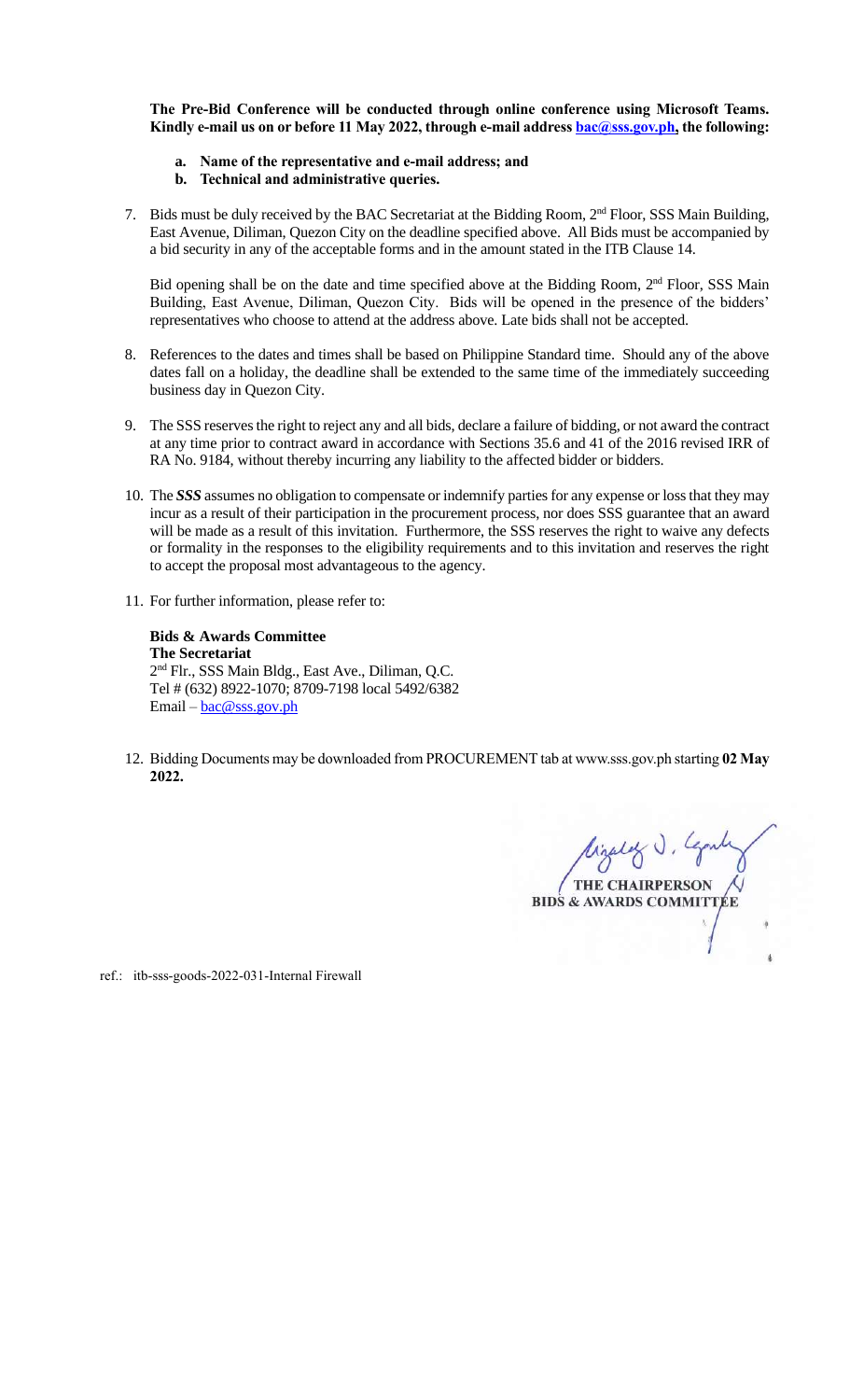**The Pre-Bid Conference will be conducted through online conference using Microsoft Teams. Kindly e-mail us on or before 11 May 2022, through e-mail address bac@sss.gov.ph, the following:**

- **a. Name of the representative and e-mail address; and**
- **b. Technical and administrative queries.**

7. Bids must be duly received by the BAC Secretariat at the Bidding Room, 2nd Floor, SSS Main Building, East Avenue, Diliman, Quezon City on the deadline specified above. All Bids must be accompanied by a bid security in any of the acceptable forms and in the amount stated in the ITB Clause 14.

   Bid opening shall be on the date and time specified above at the Bidding Room, 2nd Floor, SSS Main Building, East Avenue, Diliman, Quezon City. Bids will be opened in the presence of the bidders' representatives who choose to attend at the address above. Late bids shall not be accepted.

8. References to the dates and times shall be based on Philippine Standard time. Should any of the above dates fall on a holiday, the deadline shall be extended to the same time of the immediately succeeding business day in Quezon City.

9. The SSS reserves the right to reject any and all bids, declare a failure of bidding, or not award the contract at any time prior to contract award in accordance with Sections 35.6 and 41 of the 2016 revised IRR of RA No. 9184, without thereby incurring any liability to the affected bidder or bidders.

10. The ***SSS*** assumes no obligation to compensate or indemnify parties for any expense or loss that they may incur as a result of their participation in the procurement process, nor does SSS guarantee that an award will be made as a result of this invitation. Furthermore, the SSS reserves the right to waive any defects or formality in the responses to the eligibility requirements and to this invitation and reserves the right to accept the proposal most advantageous to the agency.

11. For further information, please refer to:

    **Bids & Awards Committee**
    **The Secretariat**
    2nd Flr., SSS Main Bldg., East Ave., Diliman, Q.C.
    Tel # (632) 8922-1070; 8709-7198 local 5492/6382
    Email – bac@sss.gov.ph

12. Bidding Documents may be downloaded from PROCUREMENT tab at www.sss.gov.ph starting **02 May 2022.**

**THE CHAIRPERSON**
**BIDS & AWARDS COMMITTEE**

ref.: itb-sss-goods-2022-031-Internal Firewall